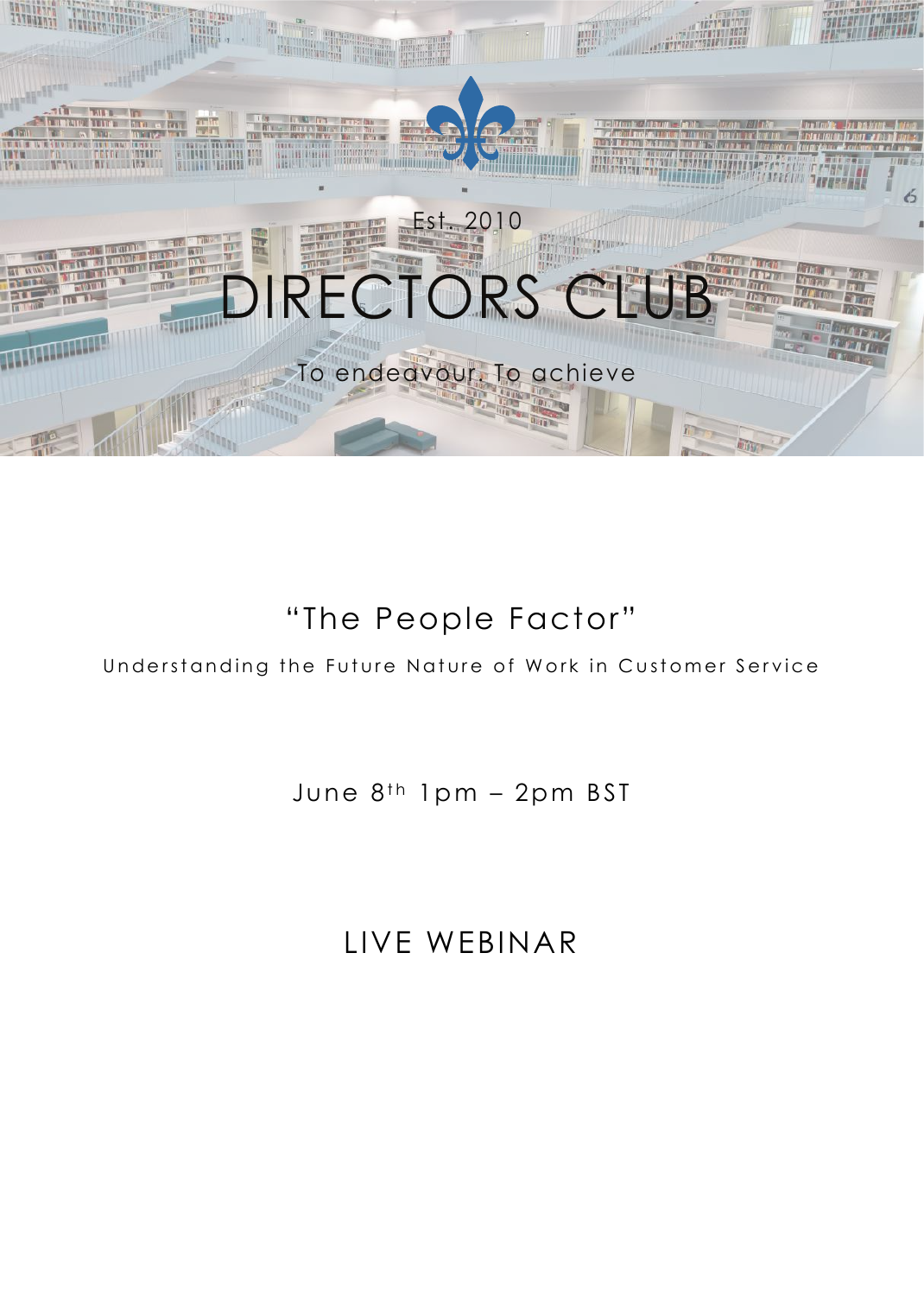Est. 2010

# DIRECTORS CLUB

To endeavour. To achieve

## "The People Factor"

Understanding the Future Nature of Work in Customer Service

June 8th 1pm – 2pm BST

## LIVE WEBINAR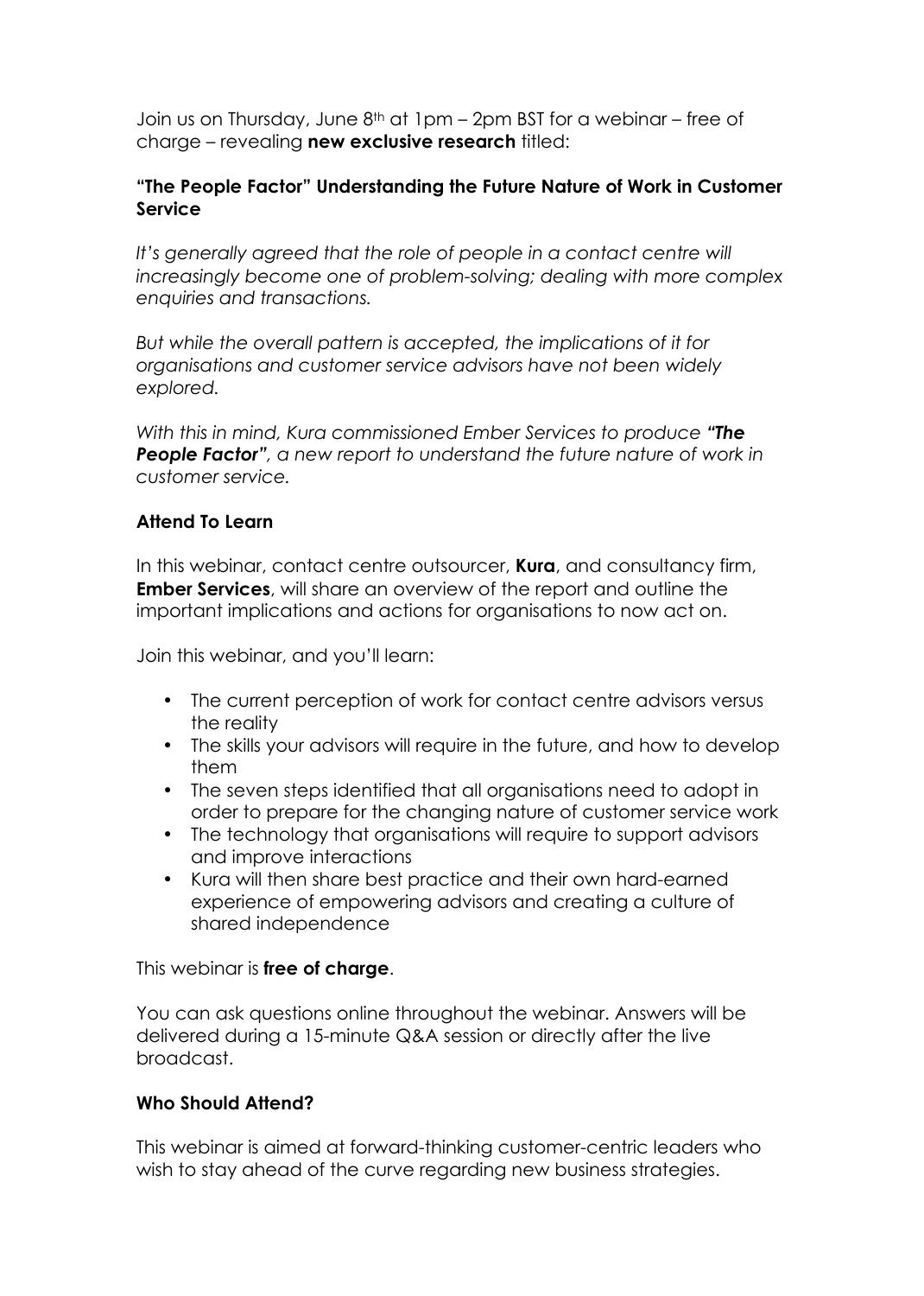Join us on Thursday, June 8th at 1pm – 2pm BST for a webinar – free of charge – revealing **new exclusive research** titled:

**"The People Factor" Understanding the Future Nature of Work in Customer Service**

*It's generally agreed that the role of people in a contact centre will increasingly become one of problem-solving; dealing with more complex enquiries and transactions.*

*But while the overall pattern is accepted, the implications of it for organisations and customer service advisors have not been widely explored.*

*With this in mind, Kura commissioned Ember Services to produce **"The People Factor"**, a new report to understand the future nature of work in customer service.*

**Attend To Learn**

In this webinar, contact centre outsourcer, **Kura**, and consultancy firm, **Ember Services**, will share an overview of the report and outline the important implications and actions for organisations to now act on.

Join this webinar, and you'll learn:

- The current perception of work for contact centre advisors versus the reality
- The skills your advisors will require in the future, and how to develop them
- The seven steps identified that all organisations need to adopt in order to prepare for the changing nature of customer service work
- The technology that organisations will require to support advisors and improve interactions
- Kura will then share best practice and their own hard-earned experience of empowering advisors and creating a culture of shared independence

This webinar is **free of charge**.

You can ask questions online throughout the webinar. Answers will be delivered during a 15-minute Q&A session or directly after the live broadcast.

**Who Should Attend?**

This webinar is aimed at forward-thinking customer-centric leaders who wish to stay ahead of the curve regarding new business strategies.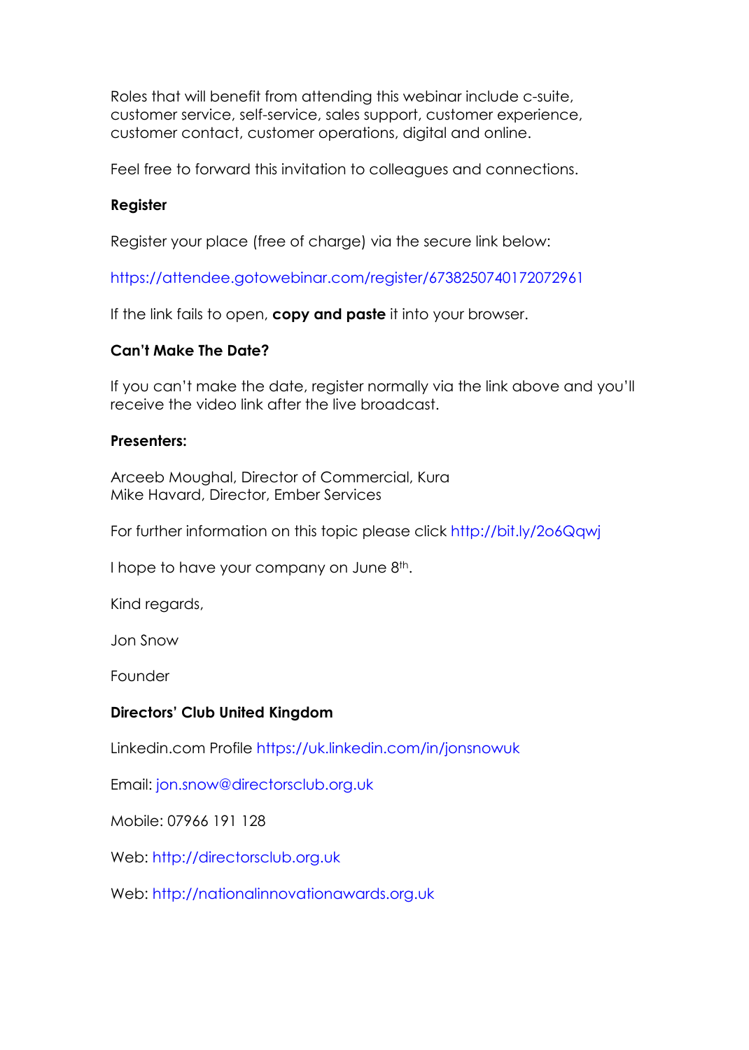Roles that will benefit from attending this webinar include c-suite, customer service, self-service, sales support, customer experience, customer contact, customer operations, digital and online.

Feel free to forward this invitation to colleagues and connections.

**Register**

Register your place (free of charge) via the secure link below:

https://attendee.gotowebinar.com/register/6738250740172072961

If the link fails to open, **copy and paste** it into your browser.

**Can't Make The Date?**

If you can't make the date, register normally via the link above and you'll receive the video link after the live broadcast.

**Presenters:**

Arceeb Moughal, Director of Commercial, Kura
Mike Havard, Director, Ember Services

For further information on this topic please click http://bit.ly/2o6Qqwj

I hope to have your company on June 8th.

Kind regards,

Jon Snow

Founder

**Directors' Club United Kingdom**

Linkedin.com Profile https://uk.linkedin.com/in/jonsnowuk

Email: jon.snow@directorsclub.org.uk

Mobile: 07966 191 128

Web: http://directorsclub.org.uk

Web: http://nationalinnovationawards.org.uk